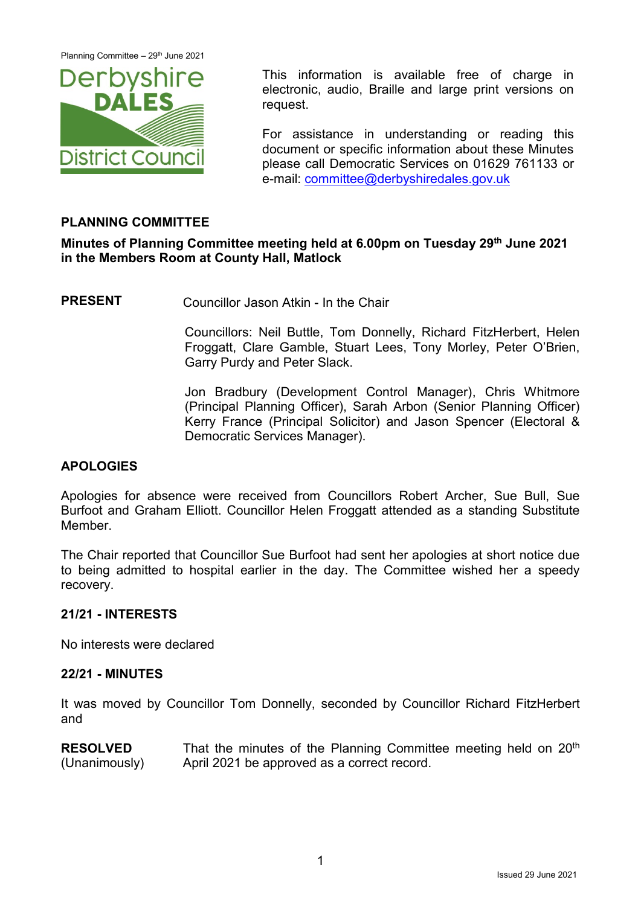This information is available free of charge in electronic, audio, Braille and large print versions on request.

For assistance in understanding or reading this document or specific information about these Minutes please call Democratic Services on 01629 761133 or e-mail: committee@derbyshiredales.gov.uk

## PLANNING COMMITTEE

**Minutes of Planning Committee meeting held at 6.00pm on Tuesday 29th June 2021 in the Members Room at County Hall, Matlock**

**PRESENT** Councillor Jason Atkin - In the Chair

Councillors: Neil Buttle, Tom Donnelly, Richard FitzHerbert, Helen Froggatt, Clare Gamble, Stuart Lees, Tony Morley, Peter O'Brien, Garry Purdy and Peter Slack.

Jon Bradbury (Development Control Manager), Chris Whitmore (Principal Planning Officer), Sarah Arbon (Senior Planning Officer) Kerry France (Principal Solicitor) and Jason Spencer (Electoral & Democratic Services Manager).

### APOLOGIES

Apologies for absence were received from Councillors Robert Archer, Sue Bull, Sue Burfoot and Graham Elliott. Councillor Helen Froggatt attended as a standing Substitute Member.

The Chair reported that Councillor Sue Burfoot had sent her apologies at short notice due to being admitted to hospital earlier in the day. The Committee wished her a speedy recovery.

### 21/21 - INTERESTS

No interests were declared

### 22/21 - MINUTES

It was moved by Councillor Tom Donnelly, seconded by Councillor Richard FitzHerbert and

**RESOLVED** (Unanimously) That the minutes of the Planning Committee meeting held on 20th April 2021 be approved as a correct record.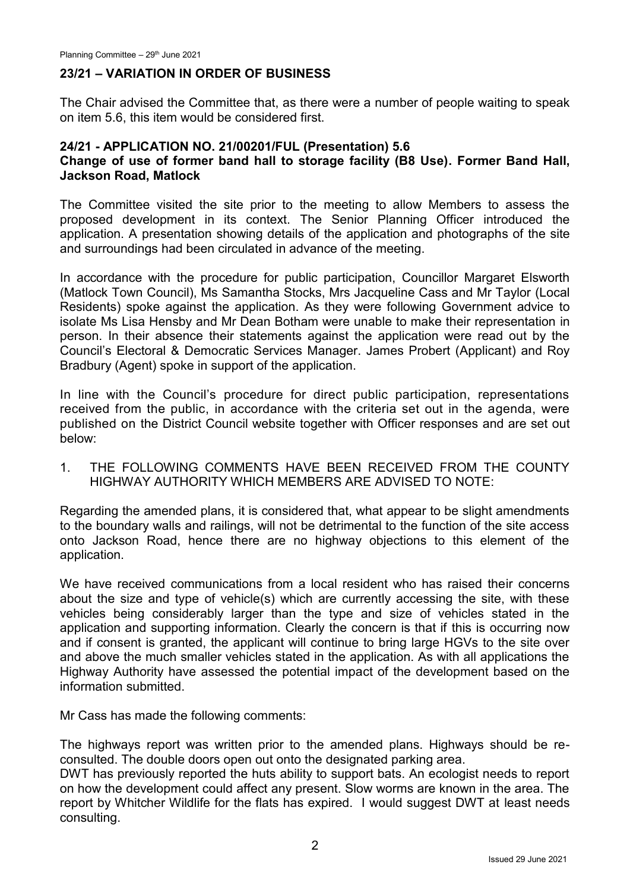## 23/21 – VARIATION IN ORDER OF BUSINESS

The Chair advised the Committee that, as there were a number of people waiting to speak on item 5.6, this item would be considered first.

## 24/21 - APPLICATION NO. 21/00201/FUL (Presentation) 5.6
### Change of use of former band hall to storage facility (B8 Use). Former Band Hall, Jackson Road, Matlock

The Committee visited the site prior to the meeting to allow Members to assess the proposed development in its context. The Senior Planning Officer introduced the application. A presentation showing details of the application and photographs of the site and surroundings had been circulated in advance of the meeting.

In accordance with the procedure for public participation, Councillor Margaret Elsworth (Matlock Town Council), Ms Samantha Stocks, Mrs Jacqueline Cass and Mr Taylor (Local Residents) spoke against the application. As they were following Government advice to isolate Ms Lisa Hensby and Mr Dean Botham were unable to make their representation in person. In their absence their statements against the application were read out by the Council's Electoral & Democratic Services Manager. James Probert (Applicant) and Roy Bradbury (Agent) spoke in support of the application.

In line with the Council's procedure for direct public participation, representations received from the public, in accordance with the criteria set out in the agenda, were published on the District Council website together with Officer responses and are set out below:

1. THE FOLLOWING COMMENTS HAVE BEEN RECEIVED FROM THE COUNTY HIGHWAY AUTHORITY WHICH MEMBERS ARE ADVISED TO NOTE:

Regarding the amended plans, it is considered that, what appear to be slight amendments to the boundary walls and railings, will not be detrimental to the function of the site access onto Jackson Road, hence there are no highway objections to this element of the application.

We have received communications from a local resident who has raised their concerns about the size and type of vehicle(s) which are currently accessing the site, with these vehicles being considerably larger than the type and size of vehicles stated in the application and supporting information. Clearly the concern is that if this is occurring now and if consent is granted, the applicant will continue to bring large HGVs to the site over and above the much smaller vehicles stated in the application. As with all applications the Highway Authority have assessed the potential impact of the development based on the information submitted.

Mr Cass has made the following comments:

The highways report was written prior to the amended plans. Highways should be re-consulted. The double doors open out onto the designated parking area.
DWT has previously reported the huts ability to support bats. An ecologist needs to report on how the development could affect any present. Slow worms are known in the area. The report by Whitcher Wildlife for the flats has expired. I would suggest DWT at least needs consulting.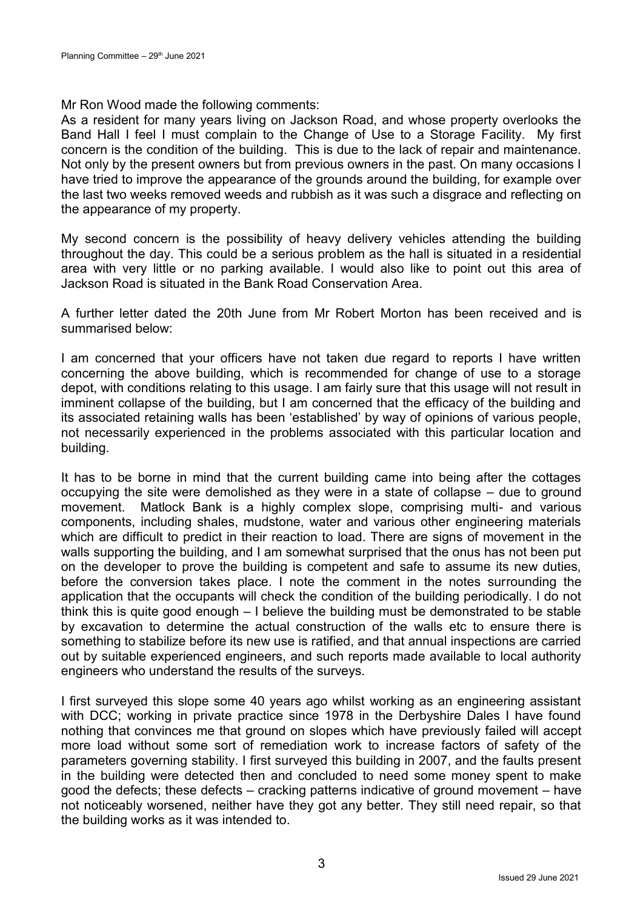Mr Ron Wood made the following comments:
As a resident for many years living on Jackson Road, and whose property overlooks the Band Hall I feel I must complain to the Change of Use to a Storage Facility. My first concern is the condition of the building. This is due to the lack of repair and maintenance. Not only by the present owners but from previous owners in the past. On many occasions I have tried to improve the appearance of the grounds around the building, for example over the last two weeks removed weeds and rubbish as it was such a disgrace and reflecting on the appearance of my property.

My second concern is the possibility of heavy delivery vehicles attending the building throughout the day. This could be a serious problem as the hall is situated in a residential area with very little or no parking available. I would also like to point out this area of Jackson Road is situated in the Bank Road Conservation Area.

A further letter dated the 20th June from Mr Robert Morton has been received and is summarised below:

I am concerned that your officers have not taken due regard to reports I have written concerning the above building, which is recommended for change of use to a storage depot, with conditions relating to this usage. I am fairly sure that this usage will not result in imminent collapse of the building, but I am concerned that the efficacy of the building and its associated retaining walls has been 'established' by way of opinions of various people, not necessarily experienced in the problems associated with this particular location and building.

It has to be borne in mind that the current building came into being after the cottages occupying the site were demolished as they were in a state of collapse – due to ground movement. Matlock Bank is a highly complex slope, comprising multi- and various components, including shales, mudstone, water and various other engineering materials which are difficult to predict in their reaction to load. There are signs of movement in the walls supporting the building, and I am somewhat surprised that the onus has not been put on the developer to prove the building is competent and safe to assume its new duties, before the conversion takes place. I note the comment in the notes surrounding the application that the occupants will check the condition of the building periodically. I do not think this is quite good enough – I believe the building must be demonstrated to be stable by excavation to determine the actual construction of the walls etc to ensure there is something to stabilize before its new use is ratified, and that annual inspections are carried out by suitable experienced engineers, and such reports made available to local authority engineers who understand the results of the surveys.

I first surveyed this slope some 40 years ago whilst working as an engineering assistant with DCC; working in private practice since 1978 in the Derbyshire Dales I have found nothing that convinces me that ground on slopes which have previously failed will accept more load without some sort of remediation work to increase factors of safety of the parameters governing stability. I first surveyed this building in 2007, and the faults present in the building were detected then and concluded to need some money spent to make good the defects; these defects – cracking patterns indicative of ground movement – have not noticeably worsened, neither have they got any better. They still need repair, so that the building works as it was intended to.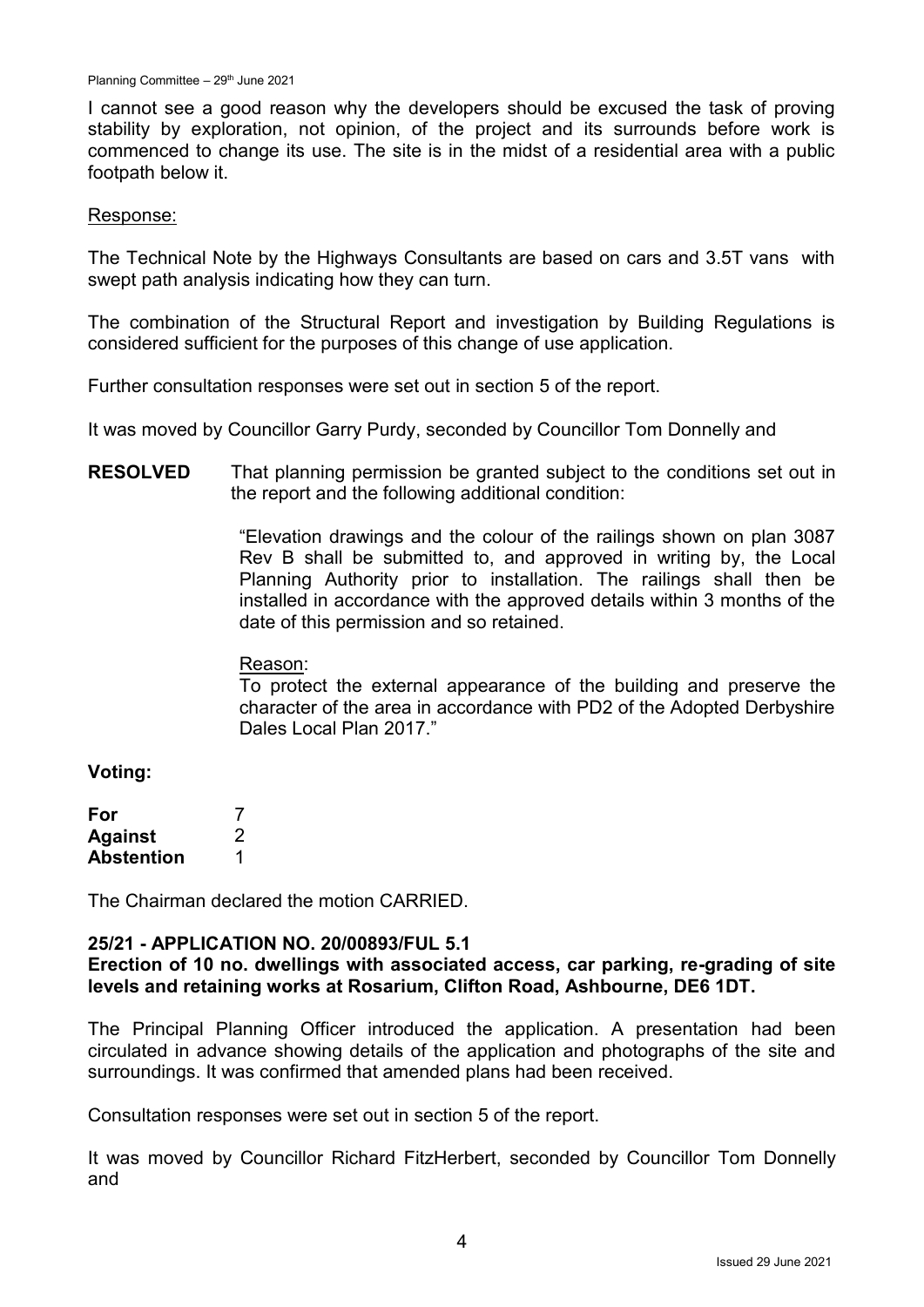I cannot see a good reason why the developers should be excused the task of proving stability by exploration, not opinion, of the project and its surrounds before work is commenced to change its use. The site is in the midst of a residential area with a public footpath below it.

Response:

The Technical Note by the Highways Consultants are based on cars and 3.5T vans with swept path analysis indicating how they can turn.

The combination of the Structural Report and investigation by Building Regulations is considered sufficient for the purposes of this change of use application.

Further consultation responses were set out in section 5 of the report.

It was moved by Councillor Garry Purdy, seconded by Councillor Tom Donnelly and

**RESOLVED** That planning permission be granted subject to the conditions set out in the report and the following additional condition:

> "Elevation drawings and the colour of the railings shown on plan 3087 Rev B shall be submitted to, and approved in writing by, the Local Planning Authority prior to installation. The railings shall then be installed in accordance with the approved details within 3 months of the date of this permission and so retained.
>
> Reason:
> To protect the external appearance of the building and preserve the character of the area in accordance with PD2 of the Adopted Derbyshire Dales Local Plan 2017."

**Voting:**

| | |
|---|---|
| **For** | 7 |
| **Against** | 2 |
| **Abstention** | 1 |

The Chairman declared the motion CARRIED.

**25/21 - APPLICATION NO. 20/00893/FUL 5.1**
**Erection of 10 no. dwellings with associated access, car parking, re-grading of site levels and retaining works at Rosarium, Clifton Road, Ashbourne, DE6 1DT.**

The Principal Planning Officer introduced the application. A presentation had been circulated in advance showing details of the application and photographs of the site and surroundings. It was confirmed that amended plans had been received.

Consultation responses were set out in section 5 of the report.

It was moved by Councillor Richard FitzHerbert, seconded by Councillor Tom Donnelly and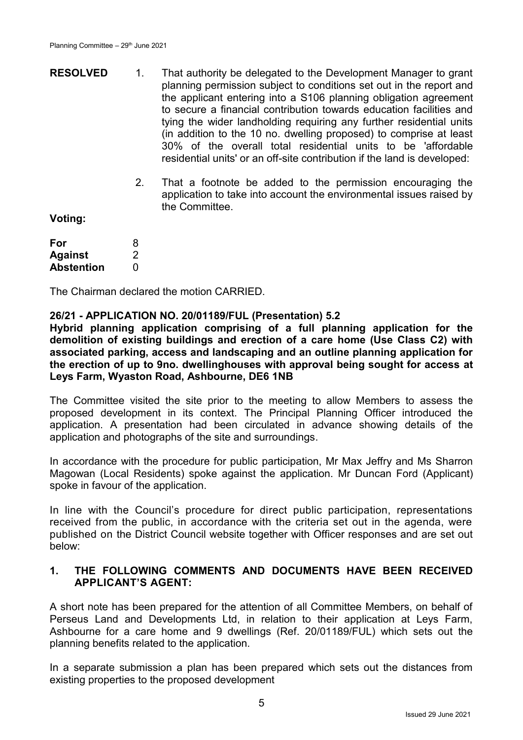**RESOLVED**

1. That authority be delegated to the Development Manager to grant planning permission subject to conditions set out in the report and the applicant entering into a S106 planning obligation agreement to secure a financial contribution towards education facilities and tying the wider landholding requiring any further residential units (in addition to the 10 no. dwelling proposed) to comprise at least 30% of the overall total residential units to be 'affordable residential units' or an off-site contribution if the land is developed:

2. That a footnote be added to the permission encouraging the application to take into account the environmental issues raised by the Committee.

**Voting:**

| | |
|---|---|
| **For** | 8 |
| **Against** | 2 |
| **Abstention** | 0 |

The Chairman declared the motion CARRIED.

**26/21 - APPLICATION NO. 20/01189/FUL (Presentation) 5.2**

**Hybrid planning application comprising of a full planning application for the demolition of existing buildings and erection of a care home (Use Class C2) with associated parking, access and landscaping and an outline planning application for the erection of up to 9no. dwellinghouses with approval being sought for access at Leys Farm, Wyaston Road, Ashbourne, DE6 1NB**

The Committee visited the site prior to the meeting to allow Members to assess the proposed development in its context. The Principal Planning Officer introduced the application. A presentation had been circulated in advance showing details of the application and photographs of the site and surroundings.

In accordance with the procedure for public participation, Mr Max Jeffry and Ms Sharron Magowan (Local Residents) spoke against the application. Mr Duncan Ford (Applicant) spoke in favour of the application.

In line with the Council's procedure for direct public participation, representations received from the public, in accordance with the criteria set out in the agenda, were published on the District Council website together with Officer responses and are set out below:

**1. THE FOLLOWING COMMENTS AND DOCUMENTS HAVE BEEN RECEIVED APPLICANT'S AGENT:**

A short note has been prepared for the attention of all Committee Members, on behalf of Perseus Land and Developments Ltd, in relation to their application at Leys Farm, Ashbourne for a care home and 9 dwellings (Ref. 20/01189/FUL) which sets out the planning benefits related to the application.

In a separate submission a plan has been prepared which sets out the distances from existing properties to the proposed development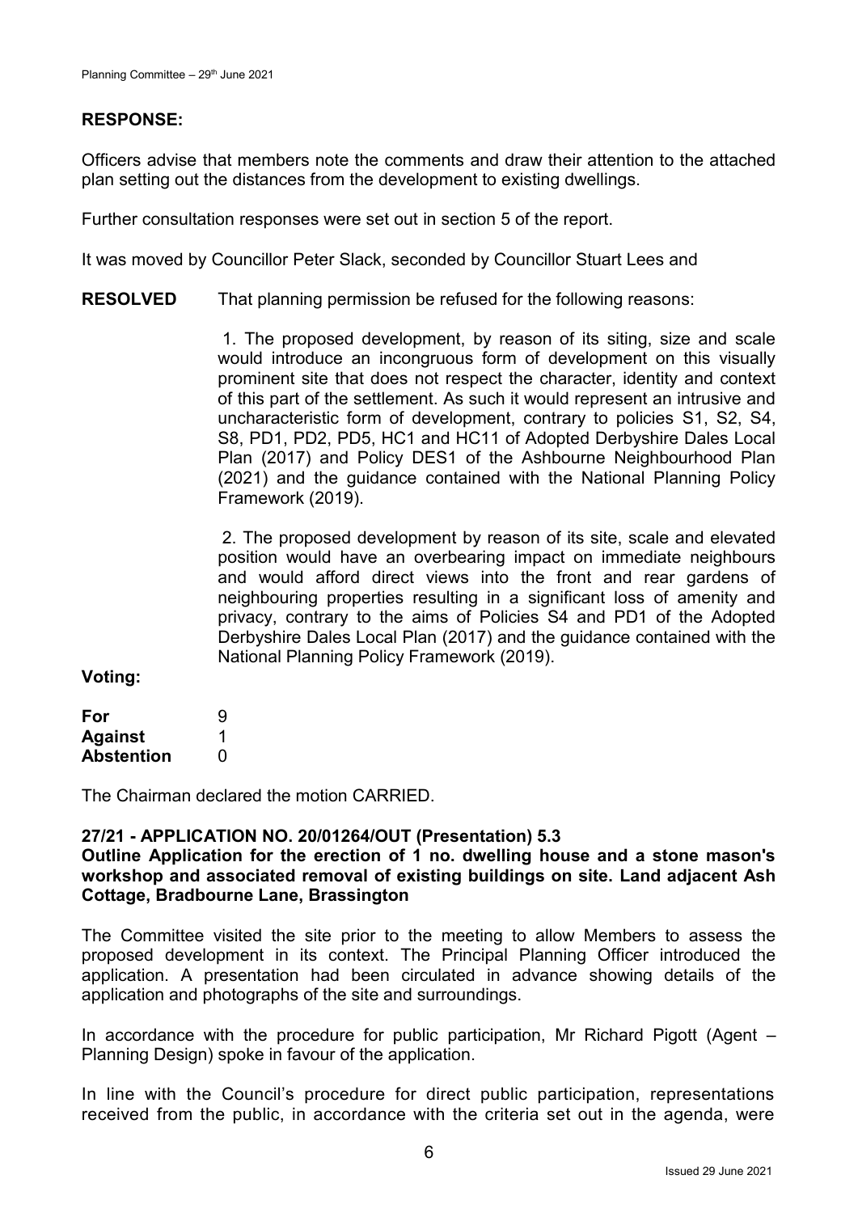**RESPONSE:**

Officers advise that members note the comments and draw their attention to the attached plan setting out the distances from the development to existing dwellings.

Further consultation responses were set out in section 5 of the report.

It was moved by Councillor Peter Slack, seconded by Councillor Stuart Lees and

**RESOLVED** That planning permission be refused for the following reasons:

1. The proposed development, by reason of its siting, size and scale would introduce an incongruous form of development on this visually prominent site that does not respect the character, identity and context of this part of the settlement. As such it would represent an intrusive and uncharacteristic form of development, contrary to policies S1, S2, S4, S8, PD1, PD2, PD5, HC1 and HC11 of Adopted Derbyshire Dales Local Plan (2017) and Policy DES1 of the Ashbourne Neighbourhood Plan (2021) and the guidance contained with the National Planning Policy Framework (2019).

2. The proposed development by reason of its site, scale and elevated position would have an overbearing impact on immediate neighbours and would afford direct views into the front and rear gardens of neighbouring properties resulting in a significant loss of amenity and privacy, contrary to the aims of Policies S4 and PD1 of the Adopted Derbyshire Dales Local Plan (2017) and the guidance contained with the National Planning Policy Framework (2019).

**Voting:**

| | |
|---|---|
| **For** | 9 |
| **Against** | 1 |
| **Abstention** | 0 |

The Chairman declared the motion CARRIED.

**27/21 - APPLICATION NO. 20/01264/OUT (Presentation) 5.3**
**Outline Application for the erection of 1 no. dwelling house and a stone mason's workshop and associated removal of existing buildings on site. Land adjacent Ash Cottage, Bradbourne Lane, Brassington**

The Committee visited the site prior to the meeting to allow Members to assess the proposed development in its context. The Principal Planning Officer introduced the application. A presentation had been circulated in advance showing details of the application and photographs of the site and surroundings.

In accordance with the procedure for public participation, Mr Richard Pigott (Agent – Planning Design) spoke in favour of the application.

In line with the Council's procedure for direct public participation, representations received from the public, in accordance with the criteria set out in the agenda, were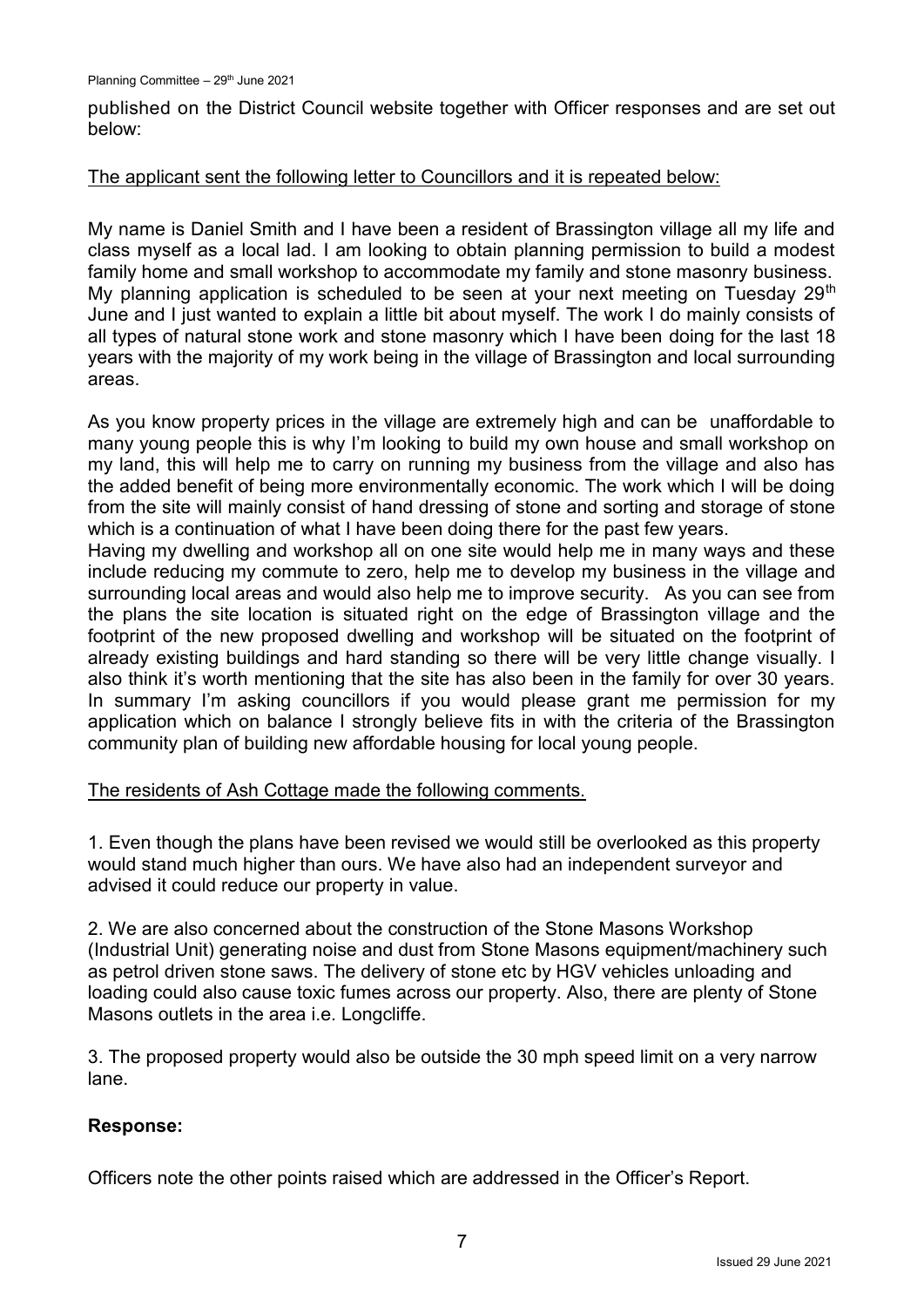published on the District Council website together with Officer responses and are set out below:

The applicant sent the following letter to Councillors and it is repeated below:

My name is Daniel Smith and I have been a resident of Brassington village all my life and class myself as a local lad. I am looking to obtain planning permission to build a modest family home and small workshop to accommodate my family and stone masonry business. My planning application is scheduled to be seen at your next meeting on Tuesday 29th June and I just wanted to explain a little bit about myself. The work I do mainly consists of all types of natural stone work and stone masonry which I have been doing for the last 18 years with the majority of my work being in the village of Brassington and local surrounding areas.

As you know property prices in the village are extremely high and can be unaffordable to many young people this is why I'm looking to build my own house and small workshop on my land, this will help me to carry on running my business from the village and also has the added benefit of being more environmentally economic. The work which I will be doing from the site will mainly consist of hand dressing of stone and sorting and storage of stone which is a continuation of what I have been doing there for the past few years.
Having my dwelling and workshop all on one site would help me in many ways and these include reducing my commute to zero, help me to develop my business in the village and surrounding local areas and would also help me to improve security. As you can see from the plans the site location is situated right on the edge of Brassington village and the footprint of the new proposed dwelling and workshop will be situated on the footprint of already existing buildings and hard standing so there will be very little change visually. I also think it's worth mentioning that the site has also been in the family for over 30 years. In summary I'm asking councillors if you would please grant me permission for my application which on balance I strongly believe fits in with the criteria of the Brassington community plan of building new affordable housing for local young people.

The residents of Ash Cottage made the following comments.

1. Even though the plans have been revised we would still be overlooked as this property would stand much higher than ours. We have also had an independent surveyor and advised it could reduce our property in value.

2. We are also concerned about the construction of the Stone Masons Workshop (Industrial Unit) generating noise and dust from Stone Masons equipment/machinery such as petrol driven stone saws. The delivery of stone etc by HGV vehicles unloading and loading could also cause toxic fumes across our property. Also, there are plenty of Stone Masons outlets in the area i.e. Longcliffe.

3. The proposed property would also be outside the 30 mph speed limit on a very narrow lane.

**Response:**

Officers note the other points raised which are addressed in the Officer's Report.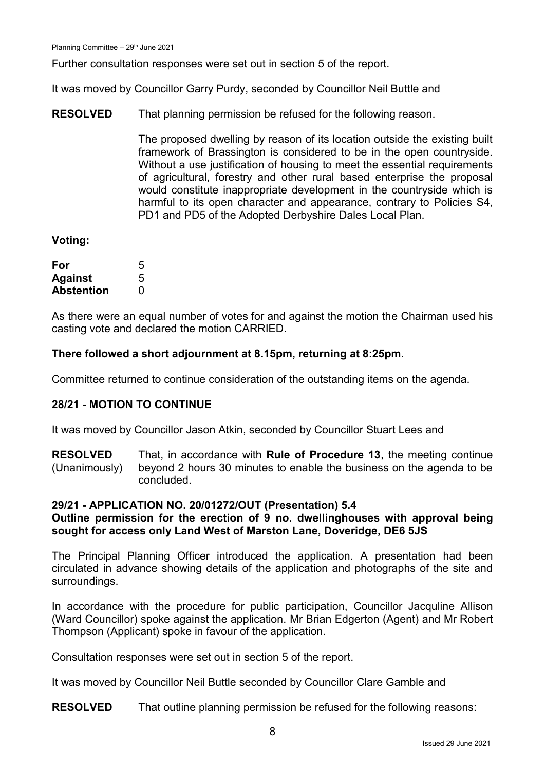Further consultation responses were set out in section 5 of the report.

It was moved by Councillor Garry Purdy, seconded by Councillor Neil Buttle and

**RESOLVED** That planning permission be refused for the following reason.

The proposed dwelling by reason of its location outside the existing built framework of Brassington is considered to be in the open countryside. Without a use justification of housing to meet the essential requirements of agricultural, forestry and other rural based enterprise the proposal would constitute inappropriate development in the countryside which is harmful to its open character and appearance, contrary to Policies S4, PD1 and PD5 of the Adopted Derbyshire Dales Local Plan.

**Voting:**

| | |
|---|---|
| **For** | 5 |
| **Against** | 5 |
| **Abstention** | 0 |

As there were an equal number of votes for and against the motion the Chairman used his casting vote and declared the motion CARRIED.

**There followed a short adjournment at 8.15pm, returning at 8:25pm.**

Committee returned to continue consideration of the outstanding items on the agenda.

### 28/21 - MOTION TO CONTINUE

It was moved by Councillor Jason Atkin, seconded by Councillor Stuart Lees and

**RESOLVED** (Unanimously) That, in accordance with **Rule of Procedure 13**, the meeting continue beyond 2 hours 30 minutes to enable the business on the agenda to be concluded.

### 29/21 - APPLICATION NO. 20/01272/OUT (Presentation) 5.4
### Outline permission for the erection of 9 no. dwellinghouses with approval being sought for access only Land West of Marston Lane, Doveridge, DE6 5JS

The Principal Planning Officer introduced the application. A presentation had been circulated in advance showing details of the application and photographs of the site and surroundings.

In accordance with the procedure for public participation, Councillor Jacquline Allison (Ward Councillor) spoke against the application. Mr Brian Edgerton (Agent) and Mr Robert Thompson (Applicant) spoke in favour of the application.

Consultation responses were set out in section 5 of the report.

It was moved by Councillor Neil Buttle seconded by Councillor Clare Gamble and

**RESOLVED** That outline planning permission be refused for the following reasons: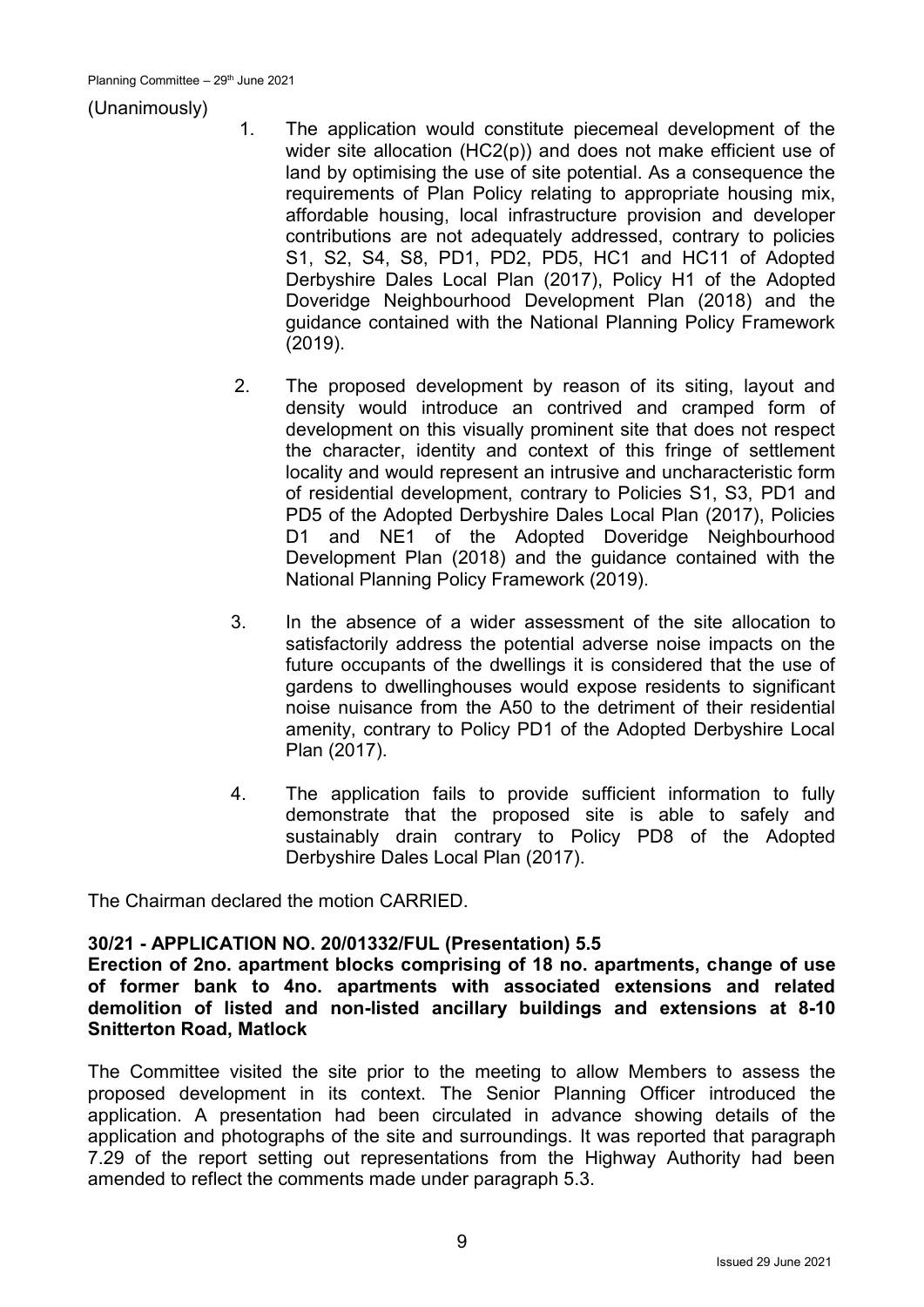(Unanimously)

1. The application would constitute piecemeal development of the wider site allocation (HC2(p)) and does not make efficient use of land by optimising the use of site potential. As a consequence the requirements of Plan Policy relating to appropriate housing mix, affordable housing, local infrastructure provision and developer contributions are not adequately addressed, contrary to policies S1, S2, S4, S8, PD1, PD2, PD5, HC1 and HC11 of Adopted Derbyshire Dales Local Plan (2017), Policy H1 of the Adopted Doveridge Neighbourhood Development Plan (2018) and the guidance contained with the National Planning Policy Framework (2019).

2. The proposed development by reason of its siting, layout and density would introduce an contrived and cramped form of development on this visually prominent site that does not respect the character, identity and context of this fringe of settlement locality and would represent an intrusive and uncharacteristic form of residential development, contrary to Policies S1, S3, PD1 and PD5 of the Adopted Derbyshire Dales Local Plan (2017), Policies D1 and NE1 of the Adopted Doveridge Neighbourhood Development Plan (2018) and the guidance contained with the National Planning Policy Framework (2019).

3. In the absence of a wider assessment of the site allocation to satisfactorily address the potential adverse noise impacts on the future occupants of the dwellings it is considered that the use of gardens to dwellinghouses would expose residents to significant noise nuisance from the A50 to the detriment of their residential amenity, contrary to Policy PD1 of the Adopted Derbyshire Local Plan (2017).

4. The application fails to provide sufficient information to fully demonstrate that the proposed site is able to safely and sustainably drain contrary to Policy PD8 of the Adopted Derbyshire Dales Local Plan (2017).

The Chairman declared the motion CARRIED.

**30/21 - APPLICATION NO. 20/01332/FUL (Presentation) 5.5**

**Erection of 2no. apartment blocks comprising of 18 no. apartments, change of use of former bank to 4no. apartments with associated extensions and related demolition of listed and non-listed ancillary buildings and extensions at 8-10 Snitterton Road, Matlock**

The Committee visited the site prior to the meeting to allow Members to assess the proposed development in its context. The Senior Planning Officer introduced the application. A presentation had been circulated in advance showing details of the application and photographs of the site and surroundings. It was reported that paragraph 7.29 of the report setting out representations from the Highway Authority had been amended to reflect the comments made under paragraph 5.3.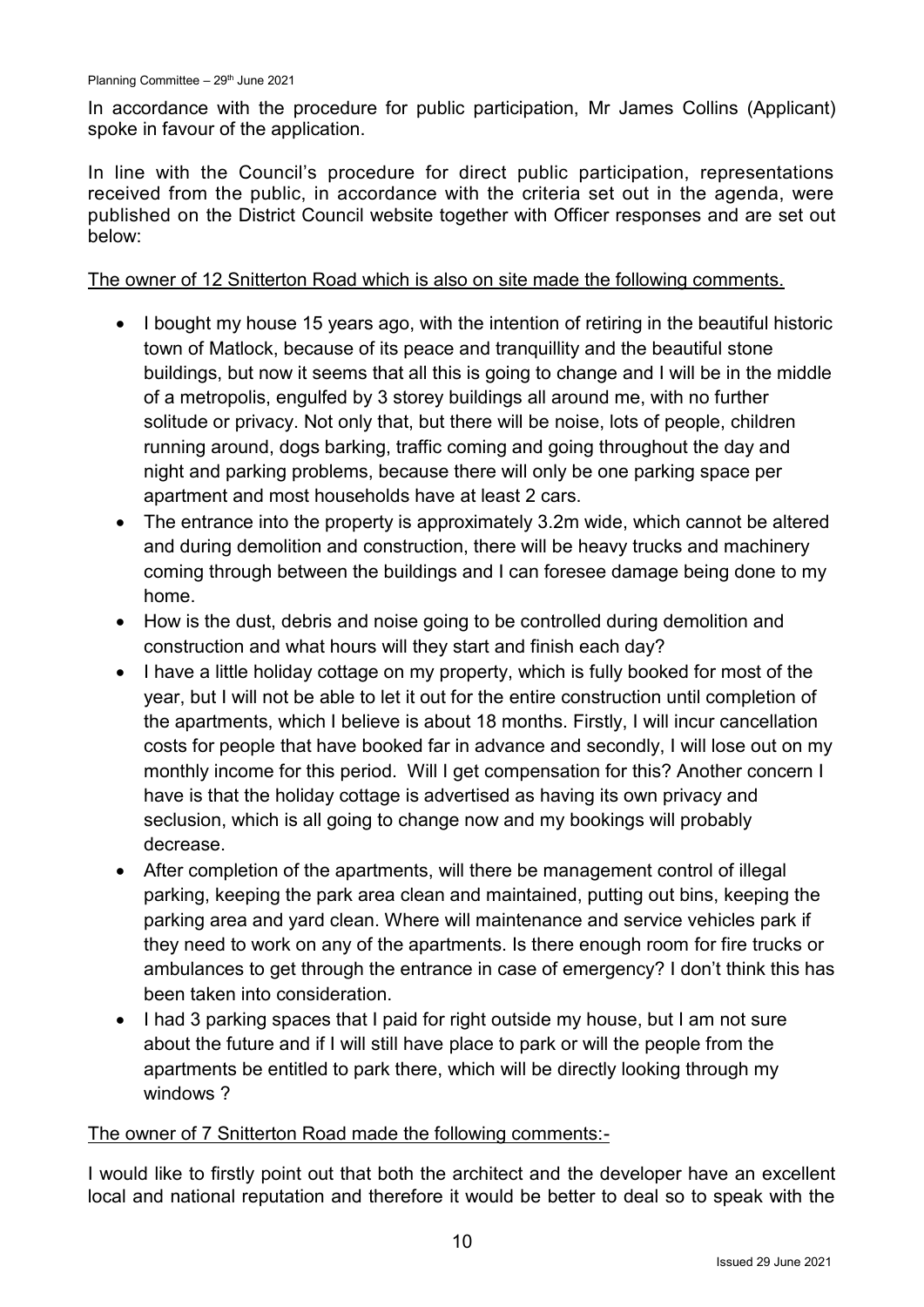In accordance with the procedure for public participation, Mr James Collins (Applicant) spoke in favour of the application.

In line with the Council's procedure for direct public participation, representations received from the public, in accordance with the criteria set out in the agenda, were published on the District Council website together with Officer responses and are set out below:

<u>The owner of 12 Snitterton Road which is also on site made the following comments.</u>

- I bought my house 15 years ago, with the intention of retiring in the beautiful historic town of Matlock, because of its peace and tranquillity and the beautiful stone buildings, but now it seems that all this is going to change and I will be in the middle of a metropolis, engulfed by 3 storey buildings all around me, with no further solitude or privacy. Not only that, but there will be noise, lots of people, children running around, dogs barking, traffic coming and going throughout the day and night and parking problems, because there will only be one parking space per apartment and most households have at least 2 cars.
- The entrance into the property is approximately 3.2m wide, which cannot be altered and during demolition and construction, there will be heavy trucks and machinery coming through between the buildings and I can foresee damage being done to my home.
- How is the dust, debris and noise going to be controlled during demolition and construction and what hours will they start and finish each day?
- I have a little holiday cottage on my property, which is fully booked for most of the year, but I will not be able to let it out for the entire construction until completion of the apartments, which I believe is about 18 months. Firstly, I will incur cancellation costs for people that have booked far in advance and secondly, I will lose out on my monthly income for this period. Will I get compensation for this? Another concern I have is that the holiday cottage is advertised as having its own privacy and seclusion, which is all going to change now and my bookings will probably decrease.
- After completion of the apartments, will there be management control of illegal parking, keeping the park area clean and maintained, putting out bins, keeping the parking area and yard clean. Where will maintenance and service vehicles park if they need to work on any of the apartments. Is there enough room for fire trucks or ambulances to get through the entrance in case of emergency? I don't think this has been taken into consideration.
- I had 3 parking spaces that I paid for right outside my house, but I am not sure about the future and if I will still have place to park or will the people from the apartments be entitled to park there, which will be directly looking through my windows ?

<u>The owner of 7 Snitterton Road made the following comments:-</u>

I would like to firstly point out that both the architect and the developer have an excellent local and national reputation and therefore it would be better to deal so to speak with the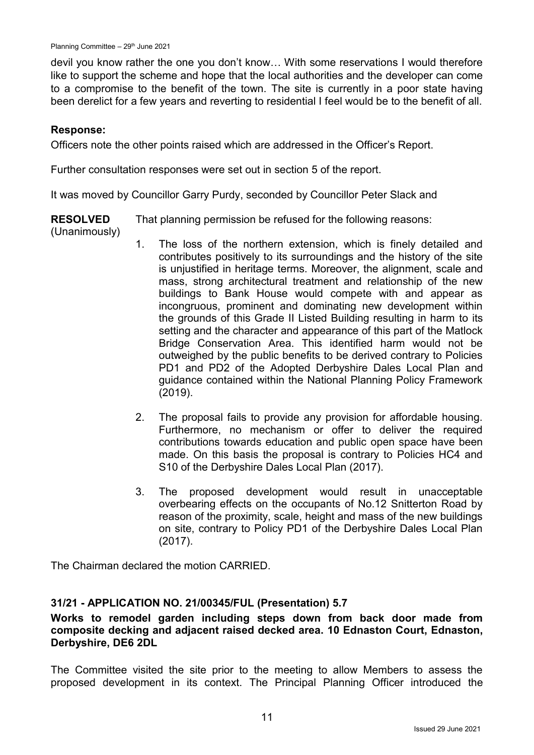devil you know rather the one you don't know… With some reservations I would therefore like to support the scheme and hope that the local authorities and the developer can come to a compromise to the benefit of the town. The site is currently in a poor state having been derelict for a few years and reverting to residential I feel would be to the benefit of all.

**Response:**

Officers note the other points raised which are addressed in the Officer's Report.

Further consultation responses were set out in section 5 of the report.

It was moved by Councillor Garry Purdy, seconded by Councillor Peter Slack and

**RESOLVED** (Unanimously)

That planning permission be refused for the following reasons:

1. The loss of the northern extension, which is finely detailed and contributes positively to its surroundings and the history of the site is unjustified in heritage terms. Moreover, the alignment, scale and mass, strong architectural treatment and relationship of the new buildings to Bank House would compete with and appear as incongruous, prominent and dominating new development within the grounds of this Grade II Listed Building resulting in harm to its setting and the character and appearance of this part of the Matlock Bridge Conservation Area. This identified harm would not be outweighed by the public benefits to be derived contrary to Policies PD1 and PD2 of the Adopted Derbyshire Dales Local Plan and guidance contained within the National Planning Policy Framework (2019).

2. The proposal fails to provide any provision for affordable housing. Furthermore, no mechanism or offer to deliver the required contributions towards education and public open space have been made. On this basis the proposal is contrary to Policies HC4 and S10 of the Derbyshire Dales Local Plan (2017).

3. The proposed development would result in unacceptable overbearing effects on the occupants of No.12 Snitterton Road by reason of the proximity, scale, height and mass of the new buildings on site, contrary to Policy PD1 of the Derbyshire Dales Local Plan (2017).

The Chairman declared the motion CARRIED.

## 31/21 - APPLICATION NO. 21/00345/FUL (Presentation) 5.7

**Works to remodel garden including steps down from back door made from composite decking and adjacent raised decked area. 10 Ednaston Court, Ednaston, Derbyshire, DE6 2DL**

The Committee visited the site prior to the meeting to allow Members to assess the proposed development in its context. The Principal Planning Officer introduced the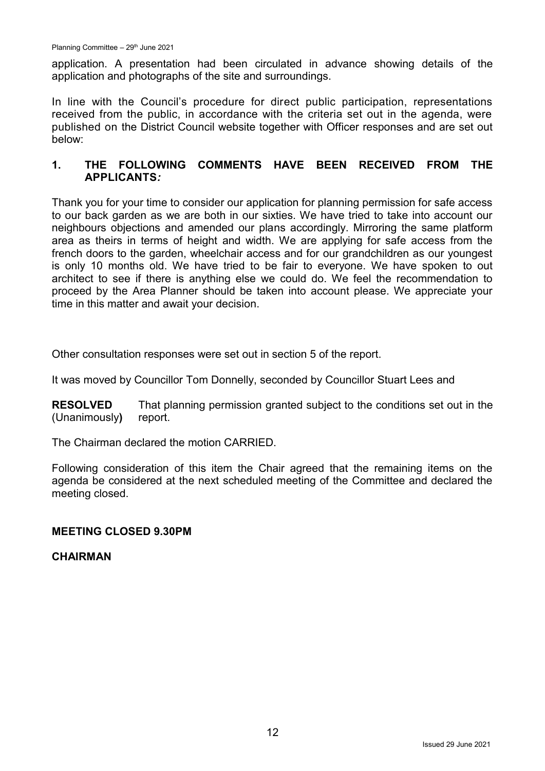application. A presentation had been circulated in advance showing details of the application and photographs of the site and surroundings.

In line with the Council's procedure for direct public participation, representations received from the public, in accordance with the criteria set out in the agenda, were published on the District Council website together with Officer responses and are set out below:

**1. THE FOLLOWING COMMENTS HAVE BEEN RECEIVED FROM THE APPLICANTS*:***

Thank you for your time to consider our application for planning permission for safe access to our back garden as we are both in our sixties. We have tried to take into account our neighbours objections and amended our plans accordingly. Mirroring the same platform area as theirs in terms of height and width. We are applying for safe access from the french doors to the garden, wheelchair access and for our grandchildren as our youngest is only 10 months old. We have tried to be fair to everyone. We have spoken to out architect to see if there is anything else we could do. We feel the recommendation to proceed by the Area Planner should be taken into account please. We appreciate your time in this matter and await your decision.

Other consultation responses were set out in section 5 of the report.

It was moved by Councillor Tom Donnelly, seconded by Councillor Stuart Lees and

**RESOLVED** (Unanimously**)** That planning permission granted subject to the conditions set out in the report.

The Chairman declared the motion CARRIED.

Following consideration of this item the Chair agreed that the remaining items on the agenda be considered at the next scheduled meeting of the Committee and declared the meeting closed.

**MEETING CLOSED 9.30PM**

**CHAIRMAN**

Issued 29 June 2021